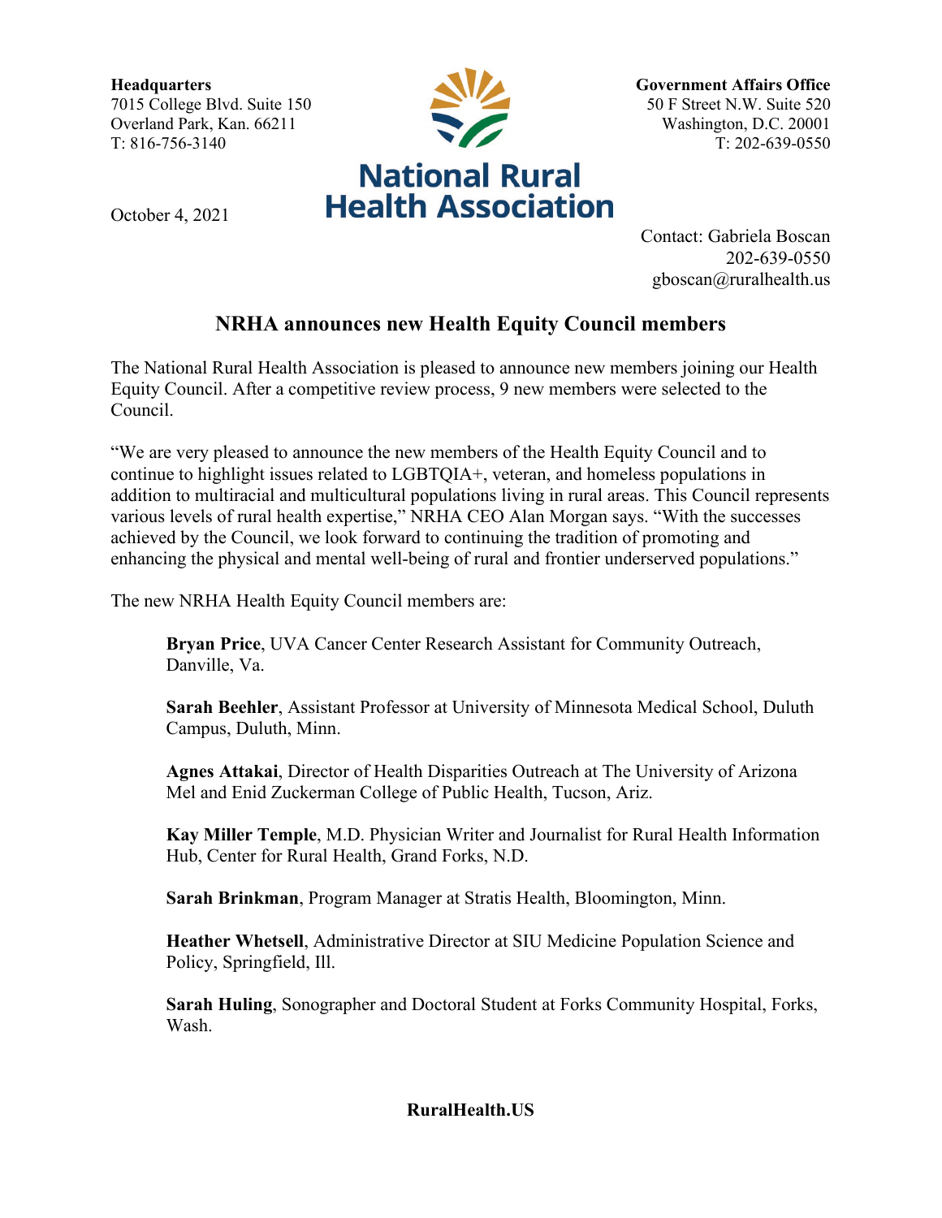**Headquarters**
7015 College Blvd. Suite 150
Overland Park, Kan. 66211
T: 816-756-3140

**National Rural Health Association**

**Government Affairs Office**
50 F Street N.W. Suite 520
Washington, D.C. 20001
T: 202-639-0550

October 4, 2021

Contact: Gabriela Boscan
202-639-0550
gboscan@ruralhealth.us

## NRHA announces new Health Equity Council members

The National Rural Health Association is pleased to announce new members joining our Health Equity Council. After a competitive review process, 9 new members were selected to the Council.

"We are very pleased to announce the new members of the Health Equity Council and to continue to highlight issues related to LGBTQIA+, veteran, and homeless populations in addition to multiracial and multicultural populations living in rural areas. This Council represents various levels of rural health expertise," NRHA CEO Alan Morgan says. "With the successes achieved by the Council, we look forward to continuing the tradition of promoting and enhancing the physical and mental well-being of rural and frontier underserved populations."

The new NRHA Health Equity Council members are:

**Bryan Price**, UVA Cancer Center Research Assistant for Community Outreach, Danville, Va.

**Sarah Beehler**, Assistant Professor at University of Minnesota Medical School, Duluth Campus, Duluth, Minn.

**Agnes Attakai**, Director of Health Disparities Outreach at The University of Arizona Mel and Enid Zuckerman College of Public Health, Tucson, Ariz.

**Kay Miller Temple**, M.D. Physician Writer and Journalist for Rural Health Information Hub, Center for Rural Health, Grand Forks, N.D.

**Sarah Brinkman**, Program Manager at Stratis Health, Bloomington, Minn.

**Heather Whetsell**, Administrative Director at SIU Medicine Population Science and Policy, Springfield, Ill.

**Sarah Huling**, Sonographer and Doctoral Student at Forks Community Hospital, Forks, Wash.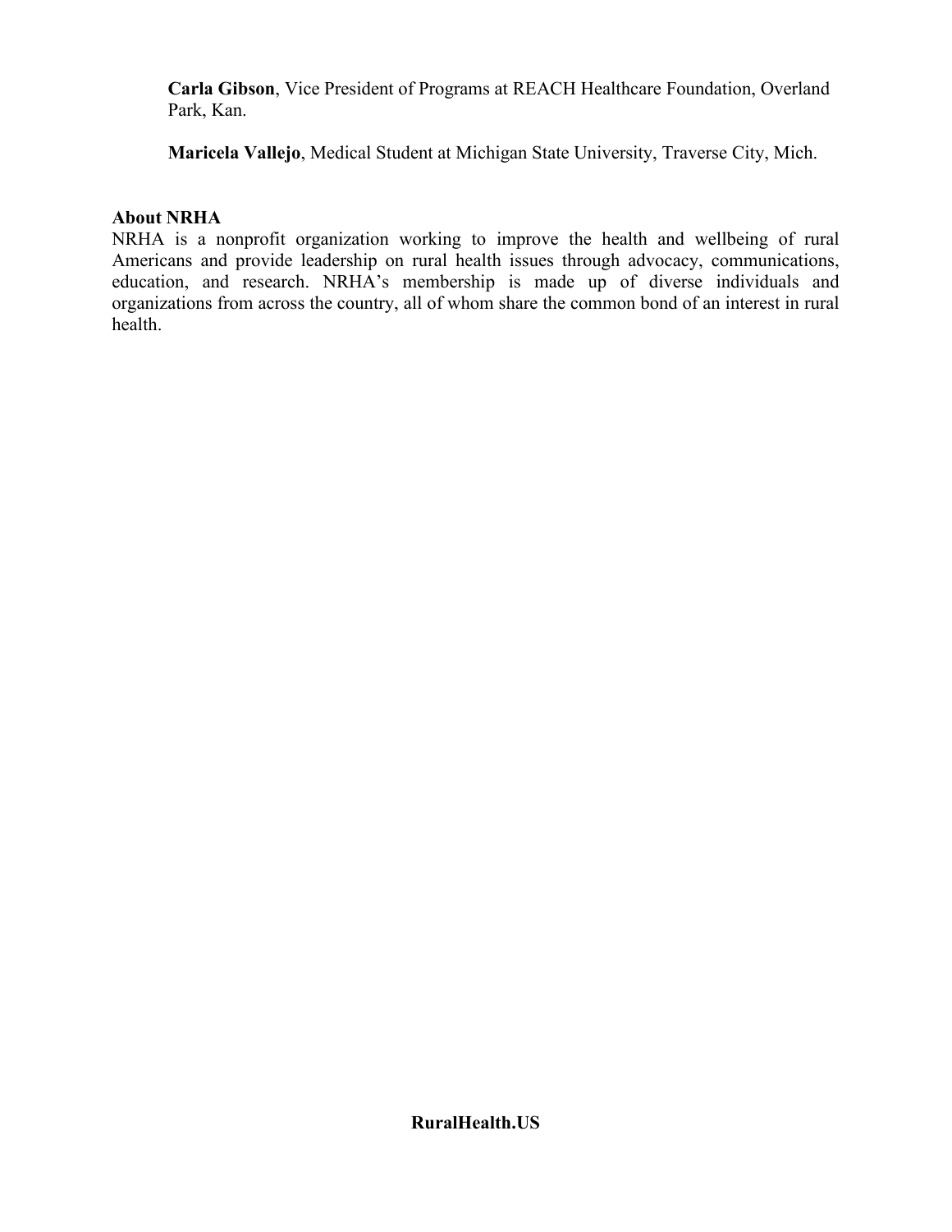**Carla Gibson**, Vice President of Programs at REACH Healthcare Foundation, Overland Park, Kan.

**Maricela Vallejo**, Medical Student at Michigan State University, Traverse City, Mich.

**About NRHA**

NRHA is a nonprofit organization working to improve the health and wellbeing of rural Americans and provide leadership on rural health issues through advocacy, communications, education, and research. NRHA's membership is made up of diverse individuals and organizations from across the country, all of whom share the common bond of an interest in rural health.

**RuralHealth.US**